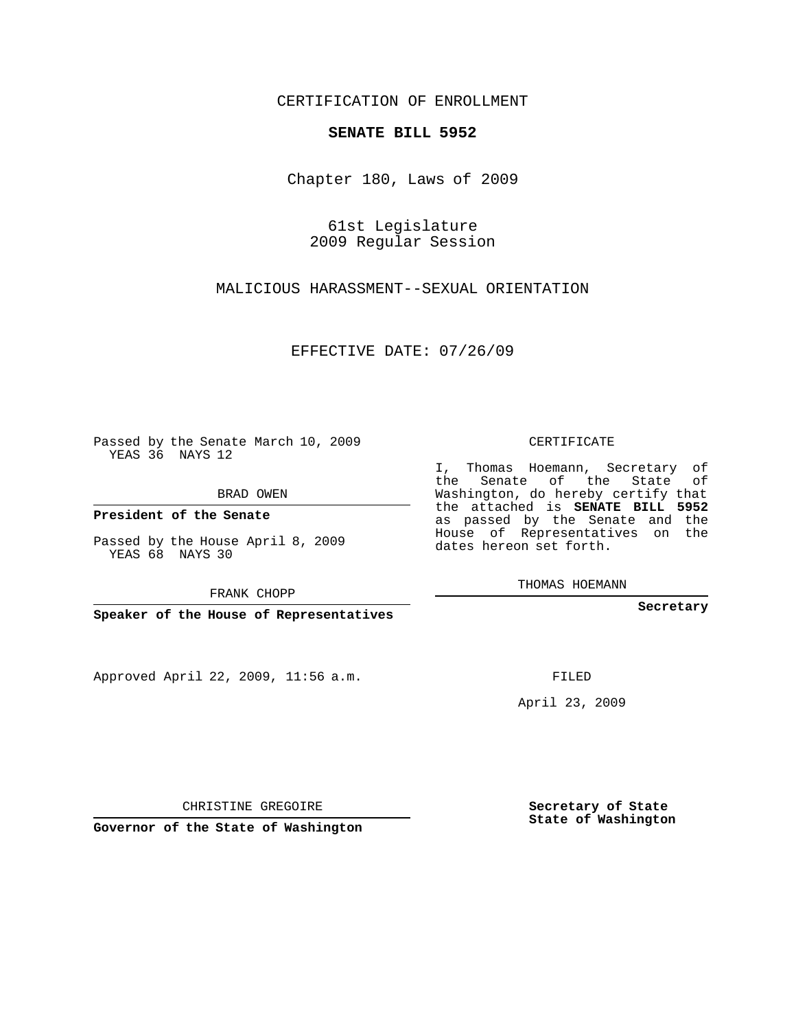CERTIFICATION OF ENROLLMENT

**SENATE BILL 5952**

Chapter 180, Laws of 2009

61st Legislature
2009 Regular Session

MALICIOUS HARASSMENT--SEXUAL ORIENTATION

EFFECTIVE DATE: 07/26/09

Passed by the Senate March 10, 2009
YEAS 36 NAYS 12

BRAD OWEN

**President of the Senate**

Passed by the House April 8, 2009
YEAS 68 NAYS 30

FRANK CHOPP

**Speaker of the House of Representatives**

CERTIFICATE

I, Thomas Hoemann, Secretary of the Senate of the State of Washington, do hereby certify that the attached is **SENATE BILL 5952** as passed by the Senate and the House of Representatives on the dates hereon set forth.

THOMAS HOEMANN

**Secretary**

Approved April 22, 2009, 11:56 a.m.

FILED

April 23, 2009

CHRISTINE GREGOIRE

**Governor of the State of Washington**

**Secretary of State**
**State of Washington**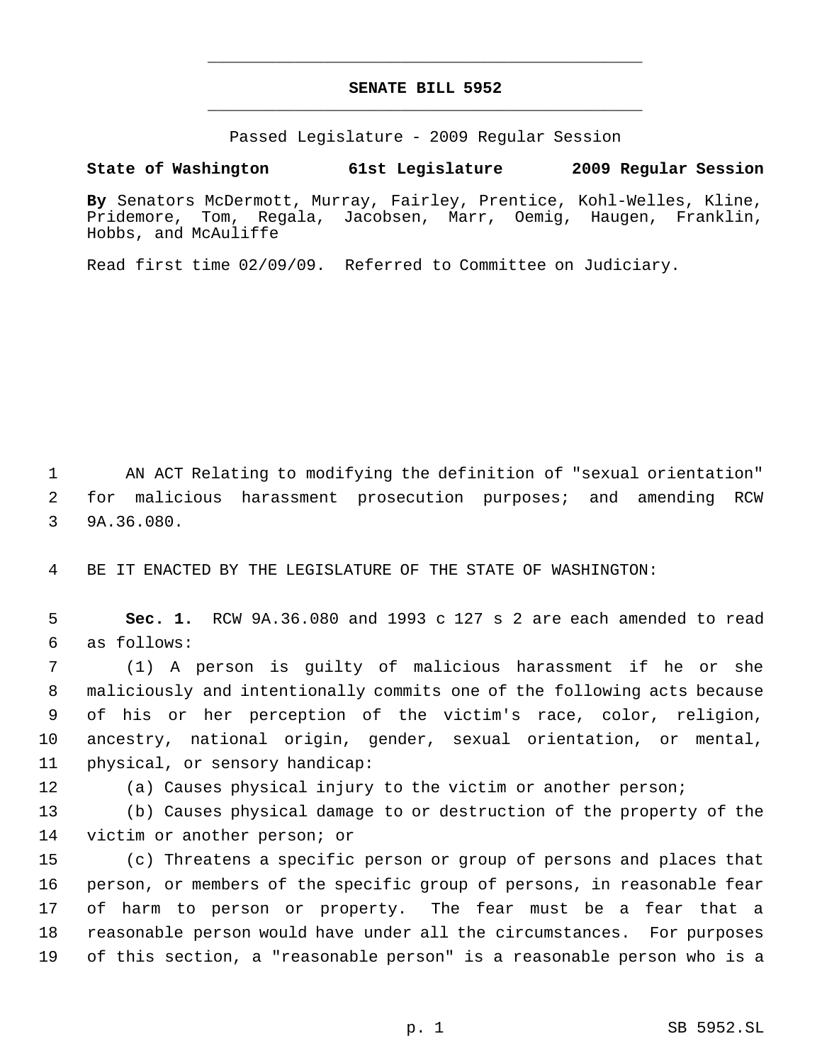# SENATE BILL 5952

Passed Legislature - 2009 Regular Session

**State of Washington 61st Legislature 2009 Regular Session**

**By** Senators McDermott, Murray, Fairley, Prentice, Kohl-Welles, Kline, Pridemore, Tom, Regala, Jacobsen, Marr, Oemig, Haugen, Franklin, Hobbs, and McAuliffe

Read first time 02/09/09. Referred to Committee on Judiciary.

AN ACT Relating to modifying the definition of "sexual orientation" for malicious harassment prosecution purposes; and amending RCW 9A.36.080.

BE IT ENACTED BY THE LEGISLATURE OF THE STATE OF WASHINGTON:

**Sec. 1.** RCW 9A.36.080 and 1993 c 127 s 2 are each amended to read as follows:

(1) A person is guilty of malicious harassment if he or she maliciously and intentionally commits one of the following acts because of his or her perception of the victim's race, color, religion, ancestry, national origin, gender, sexual orientation, or mental, physical, or sensory handicap:

(a) Causes physical injury to the victim or another person;

(b) Causes physical damage to or destruction of the property of the victim or another person; or

(c) Threatens a specific person or group of persons and places that person, or members of the specific group of persons, in reasonable fear of harm to person or property. The fear must be a fear that a reasonable person would have under all the circumstances. For purposes of this section, a "reasonable person" is a reasonable person who is a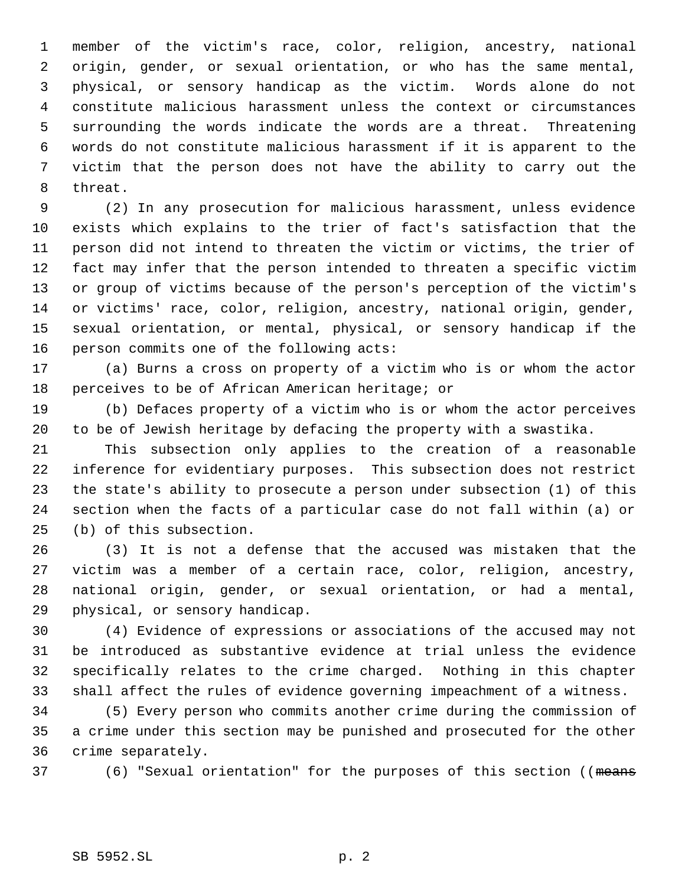member of the victim's race, color, religion, ancestry, national origin, gender, or sexual orientation, or who has the same mental, physical, or sensory handicap as the victim. Words alone do not constitute malicious harassment unless the context or circumstances surrounding the words indicate the words are a threat. Threatening words do not constitute malicious harassment if it is apparent to the victim that the person does not have the ability to carry out the threat.

(2) In any prosecution for malicious harassment, unless evidence exists which explains to the trier of fact's satisfaction that the person did not intend to threaten the victim or victims, the trier of fact may infer that the person intended to threaten a specific victim or group of victims because of the person's perception of the victim's or victims' race, color, religion, ancestry, national origin, gender, sexual orientation, or mental, physical, or sensory handicap if the person commits one of the following acts:

(a) Burns a cross on property of a victim who is or whom the actor perceives to be of African American heritage; or

(b) Defaces property of a victim who is or whom the actor perceives to be of Jewish heritage by defacing the property with a swastika.

This subsection only applies to the creation of a reasonable inference for evidentiary purposes. This subsection does not restrict the state's ability to prosecute a person under subsection (1) of this section when the facts of a particular case do not fall within (a) or (b) of this subsection.

(3) It is not a defense that the accused was mistaken that the victim was a member of a certain race, color, religion, ancestry, national origin, gender, or sexual orientation, or had a mental, physical, or sensory handicap.

(4) Evidence of expressions or associations of the accused may not be introduced as substantive evidence at trial unless the evidence specifically relates to the crime charged. Nothing in this chapter shall affect the rules of evidence governing impeachment of a witness.

(5) Every person who commits another crime during the commission of a crime under this section may be punished and prosecuted for the other crime separately.

(6) "Sexual orientation" for the purposes of this section ((~~means~~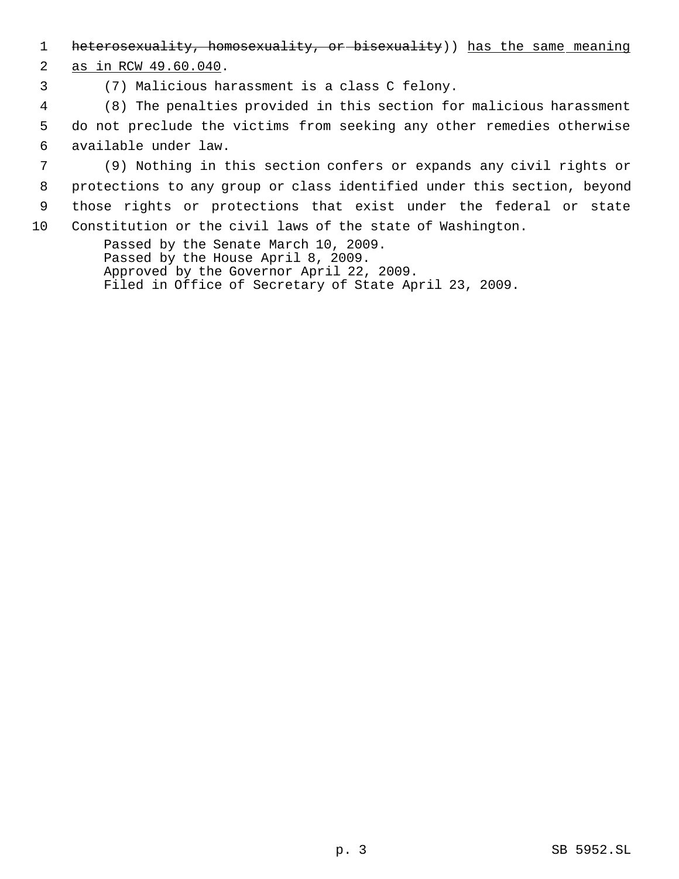~~heterosexuality, homosexuality, or bisexuality~~)) <u>has the same meaning as in RCW 49.60.040</u>.

(7) Malicious harassment is a class C felony.

(8) The penalties provided in this section for malicious harassment do not preclude the victims from seeking any other remedies otherwise available under law.

(9) Nothing in this section confers or expands any civil rights or protections to any group or class identified under this section, beyond those rights or protections that exist under the federal or state Constitution or the civil laws of the state of Washington.

Passed by the Senate March 10, 2009.
Passed by the House April 8, 2009.
Approved by the Governor April 22, 2009.
Filed in Office of Secretary of State April 23, 2009.